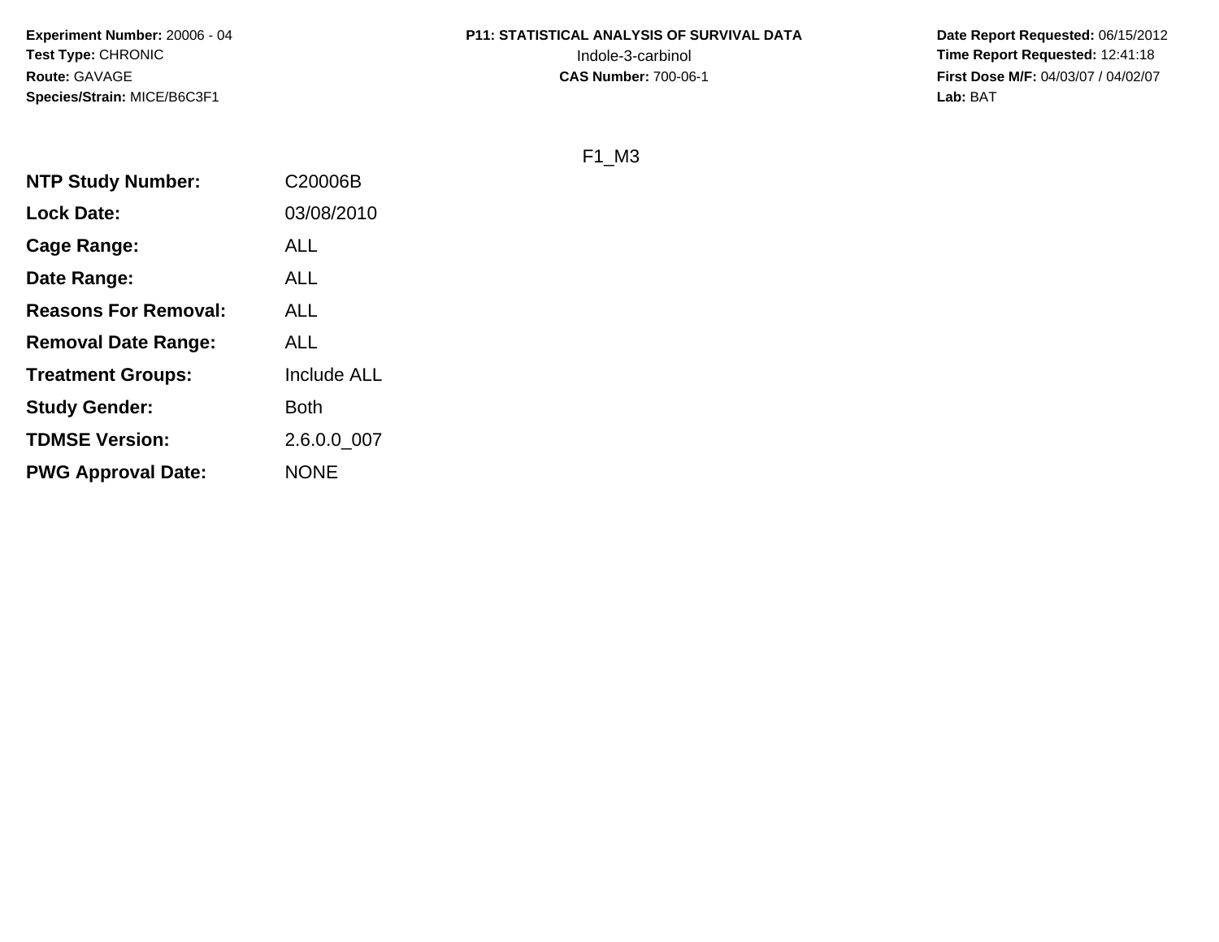**Experiment Number:** 20006 - 04
**Test Type:** CHRONIC
**Route:** GAVAGE
**Species/Strain:** MICE/B6C3F1

**P11: STATISTICAL ANALYSIS OF SURVIVAL DATA**
Indole-3-carbinol
**CAS Number:** 700-06-1

**Date Report Requested:** 06/15/2012
**Time Report Requested:** 12:41:18
**First Dose M/F:** 04/03/07 / 04/02/07
**Lab:** BAT

F1_M3

| | |
|---|---|
| **NTP Study Number:** | C20006B |
| **Lock Date:** | 03/08/2010 |
| **Cage Range:** | ALL |
| **Date Range:** | ALL |
| **Reasons For Removal:** | ALL |
| **Removal Date Range:** | ALL |
| **Treatment Groups:** | Include ALL |
| **Study Gender:** | Both |
| **TDMSE Version:** | 2.6.0.0_007 |
| **PWG Approval Date:** | NONE |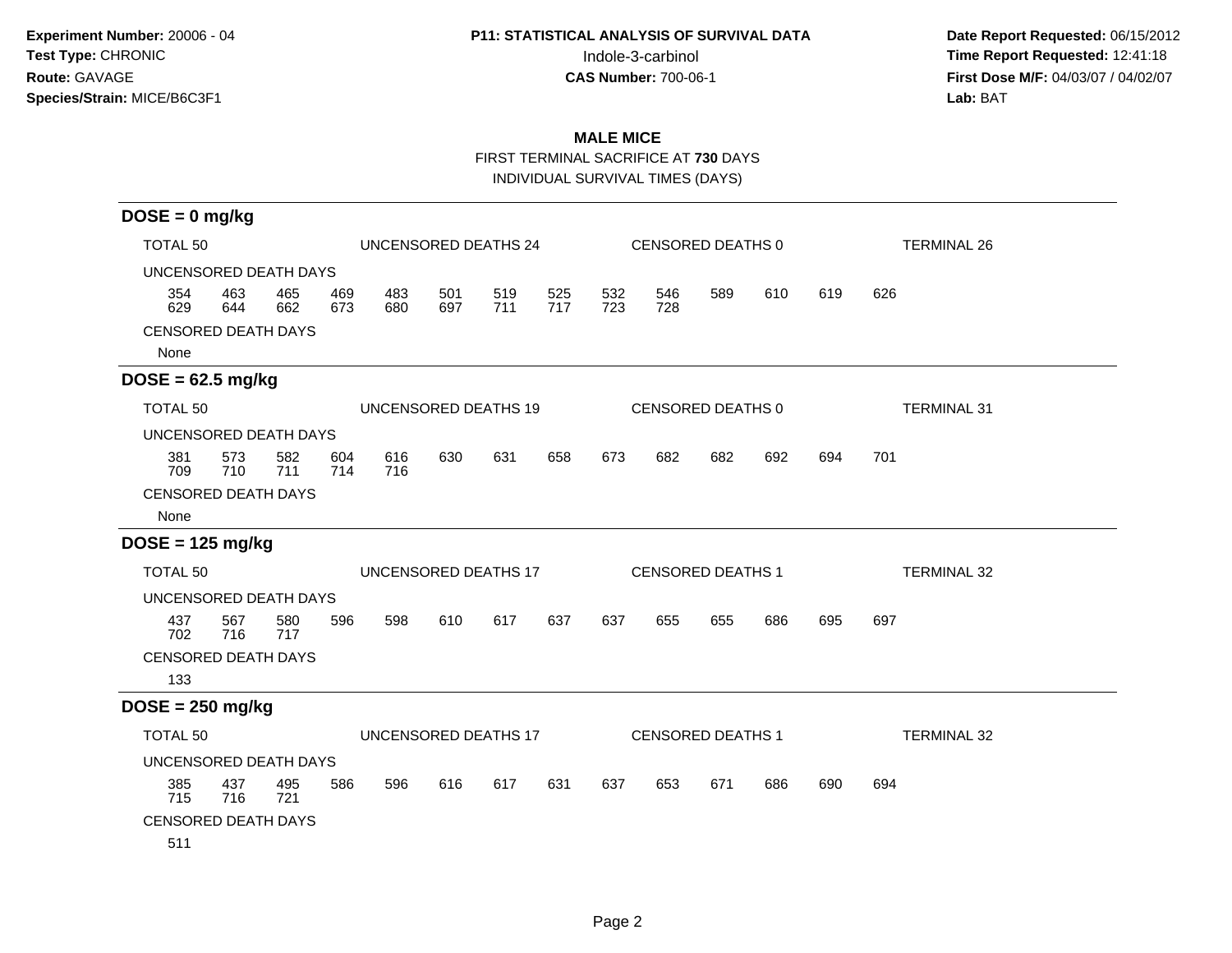**Experiment Number:** 20006 - 04
**Test Type:** CHRONIC
**Route:** GAVAGE
**Species/Strain:** MICE/B6C3F1

**P11: STATISTICAL ANALYSIS OF SURVIVAL DATA**
Indole-3-carbinol
**CAS Number:** 700-06-1

**Date Report Requested:** 06/15/2012
**Time Report Requested:** 12:41:18
**First Dose M/F:** 04/03/07 / 04/02/07
**Lab:** BAT

## MALE MICE

FIRST TERMINAL SACRIFICE AT **730** DAYS
INDIVIDUAL SURVIVAL TIMES (DAYS)

### DOSE = 0 mg/kg

TOTAL 50 | UNCENSORED DEATHS 24 | CENSORED DEATHS 0 | TERMINAL 26

UNCENSORED DEATH DAYS

354 463 465 469 483 501 519 525 532 546 589 610 619 626
629 644 662 673 680 697 711 717 723 728

CENSORED DEATH DAYS

None

### DOSE = 62.5 mg/kg

TOTAL 50 | UNCENSORED DEATHS 19 | CENSORED DEATHS 0 | TERMINAL 31

UNCENSORED DEATH DAYS

381 573 582 604 616 630 631 658 673 682 682 692 694 701
709 710 711 714 716

CENSORED DEATH DAYS

None

### DOSE = 125 mg/kg

TOTAL 50 | UNCENSORED DEATHS 17 | CENSORED DEATHS 1 | TERMINAL 32

UNCENSORED DEATH DAYS

437 567 580 596 598 610 617 637 637 655 655 686 695 697
702 716 717

CENSORED DEATH DAYS

133

### DOSE = 250 mg/kg

TOTAL 50 | UNCENSORED DEATHS 17 | CENSORED DEATHS 1 | TERMINAL 32

UNCENSORED DEATH DAYS

385 437 495 586 596 616 617 631 637 653 671 686 690 694
715 716 721

CENSORED DEATH DAYS

511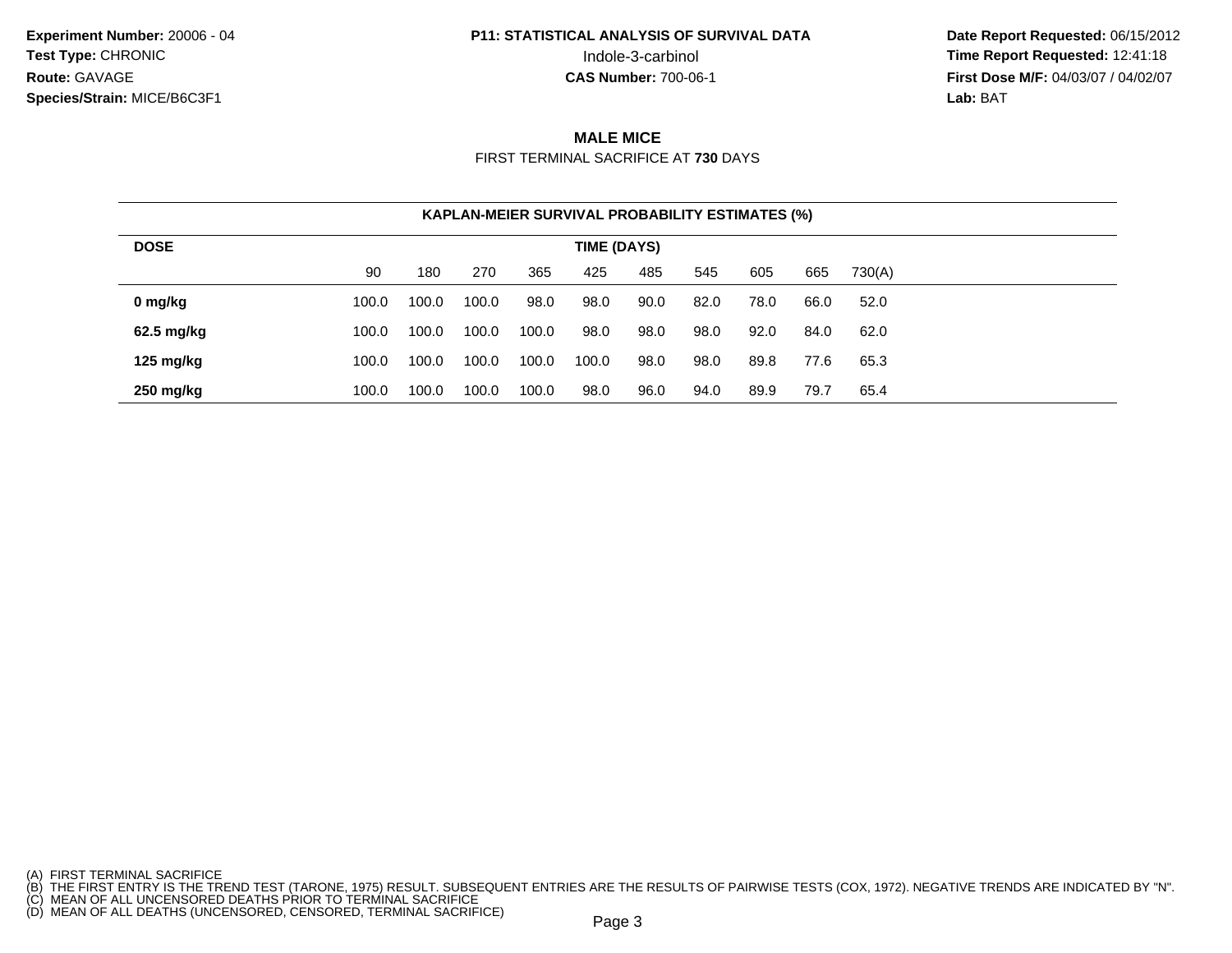**Experiment Number:** 20006 - 04
**Test Type:** CHRONIC
**Route:** GAVAGE
**Species/Strain:** MICE/B6C3F1

**P11: STATISTICAL ANALYSIS OF SURVIVAL DATA**
Indole-3-carbinol
**CAS Number:** 700-06-1

**Date Report Requested:** 06/15/2012
**Time Report Requested:** 12:41:18
**First Dose M/F:** 04/03/07 / 04/02/07
**Lab:** BAT

## MALE MICE

FIRST TERMINAL SACRIFICE AT **730** DAYS

**KAPLAN-MEIER SURVIVAL PROBABILITY ESTIMATES (%)**

| DOSE | TIME (DAYS) | | | | | | | | | |
|---|---|---|---|---|---|---|---|---|---|---|
| | 90 | 180 | 270 | 365 | 425 | 485 | 545 | 605 | 665 | 730(A) |
| **0 mg/kg** | 100.0 | 100.0 | 100.0 | 98.0 | 98.0 | 90.0 | 82.0 | 78.0 | 66.0 | 52.0 |
| **62.5 mg/kg** | 100.0 | 100.0 | 100.0 | 100.0 | 98.0 | 98.0 | 98.0 | 92.0 | 84.0 | 62.0 |
| **125 mg/kg** | 100.0 | 100.0 | 100.0 | 100.0 | 100.0 | 98.0 | 98.0 | 89.8 | 77.6 | 65.3 |
| **250 mg/kg** | 100.0 | 100.0 | 100.0 | 100.0 | 98.0 | 96.0 | 94.0 | 89.9 | 79.7 | 65.4 |

(A) FIRST TERMINAL SACRIFICE
(B) THE FIRST ENTRY IS THE TREND TEST (TARONE, 1975) RESULT. SUBSEQUENT ENTRIES ARE THE RESULTS OF PAIRWISE TESTS (COX, 1972). NEGATIVE TRENDS ARE INDICATED BY "N".
(C) MEAN OF ALL UNCENSORED DEATHS PRIOR TO TERMINAL SACRIFICE
(D) MEAN OF ALL DEATHS (UNCENSORED, CENSORED, TERMINAL SACRIFICE)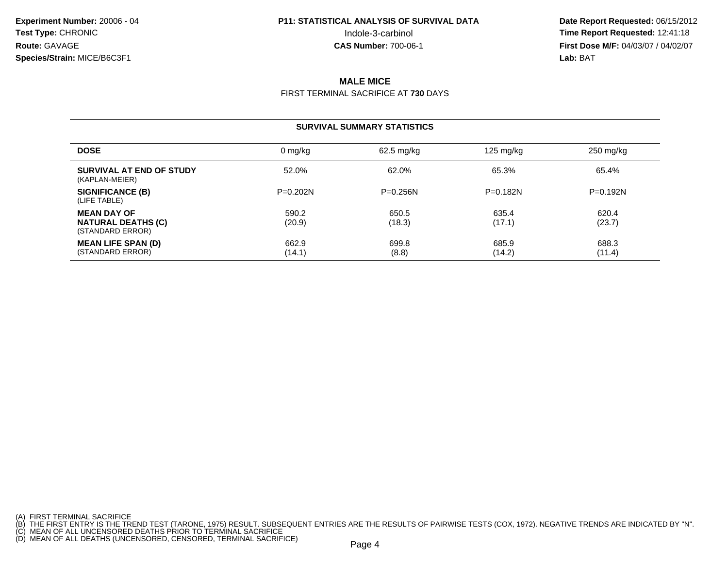**Experiment Number:** 20006 - 04
**Test Type:** CHRONIC
**Route:** GAVAGE
**Species/Strain:** MICE/B6C3F1

**P11: STATISTICAL ANALYSIS OF SURVIVAL DATA**
Indole-3-carbinol
**CAS Number:** 700-06-1

**Date Report Requested:** 06/15/2012
**Time Report Requested:** 12:41:18
**First Dose M/F:** 04/03/07 / 04/02/07
**Lab:** BAT

## MALE MICE

FIRST TERMINAL SACRIFICE AT **730** DAYS

### SURVIVAL SUMMARY STATISTICS

| **DOSE** | 0 mg/kg | 62.5 mg/kg | 125 mg/kg | 250 mg/kg |
|---|---|---|---|---|
| **SURVIVAL AT END OF STUDY** (KAPLAN-MEIER) | 52.0% | 62.0% | 65.3% | 65.4% |
| **SIGNIFICANCE (B)** (LIFE TABLE) | P=0.202N | P=0.256N | P=0.182N | P=0.192N |
| **MEAN DAY OF NATURAL DEATHS (C)** (STANDARD ERROR) | 590.2 (20.9) | 650.5 (18.3) | 635.4 (17.1) | 620.4 (23.7) |
| **MEAN LIFE SPAN (D)** (STANDARD ERROR) | 662.9 (14.1) | 699.8 (8.8) | 685.9 (14.2) | 688.3 (11.4) |

(A) FIRST TERMINAL SACRIFICE
(B) THE FIRST ENTRY IS THE TREND TEST (TARONE, 1975) RESULT. SUBSEQUENT ENTRIES ARE THE RESULTS OF PAIRWISE TESTS (COX, 1972). NEGATIVE TRENDS ARE INDICATED BY "N".
(C) MEAN OF ALL UNCENSORED DEATHS PRIOR TO TERMINAL SACRIFICE
(D) MEAN OF ALL DEATHS (UNCENSORED, CENSORED, TERMINAL SACRIFICE)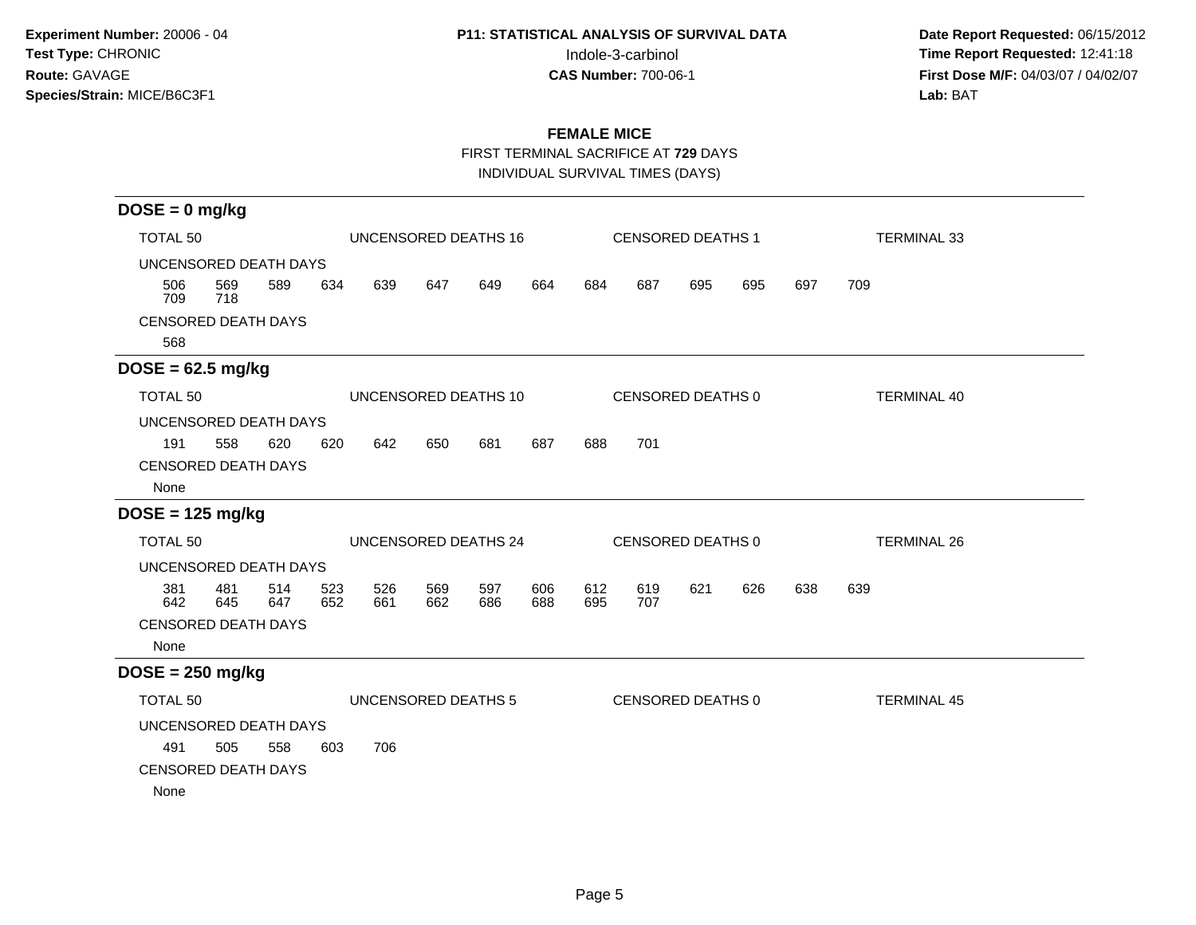**Experiment Number:** 20006 - 04
**Test Type:** CHRONIC
**Route:** GAVAGE
**Species/Strain:** MICE/B6C3F1

**P11: STATISTICAL ANALYSIS OF SURVIVAL DATA**
Indole-3-carbinol
**CAS Number:** 700-06-1

**Date Report Requested:** 06/15/2012
**Time Report Requested:** 12:41:18
**First Dose M/F:** 04/03/07 / 04/02/07
**Lab:** BAT

## FEMALE MICE

FIRST TERMINAL SACRIFICE AT **729** DAYS

INDIVIDUAL SURVIVAL TIMES (DAYS)

### DOSE = 0 mg/kg

TOTAL 50 UNCENSORED DEATHS 16 CENSORED DEATHS 1 TERMINAL 33

UNCENSORED DEATH DAYS

506 569 589 634 639 647 649 664 684 687 695 695 697 709
709 718

CENSORED DEATH DAYS

568

### DOSE = 62.5 mg/kg

TOTAL 50 UNCENSORED DEATHS 10 CENSORED DEATHS 0 TERMINAL 40

UNCENSORED DEATH DAYS

191 558 620 620 642 650 681 687 688 701

CENSORED DEATH DAYS

None

### DOSE = 125 mg/kg

TOTAL 50 UNCENSORED DEATHS 24 CENSORED DEATHS 0 TERMINAL 26

UNCENSORED DEATH DAYS

381 481 514 523 526 569 597 606 612 619 621 626 638 639
642 645 647 652 661 662 686 688 695 707

CENSORED DEATH DAYS

None

### DOSE = 250 mg/kg

TOTAL 50 UNCENSORED DEATHS 5 CENSORED DEATHS 0 TERMINAL 45

UNCENSORED DEATH DAYS

491 505 558 603 706

CENSORED DEATH DAYS

None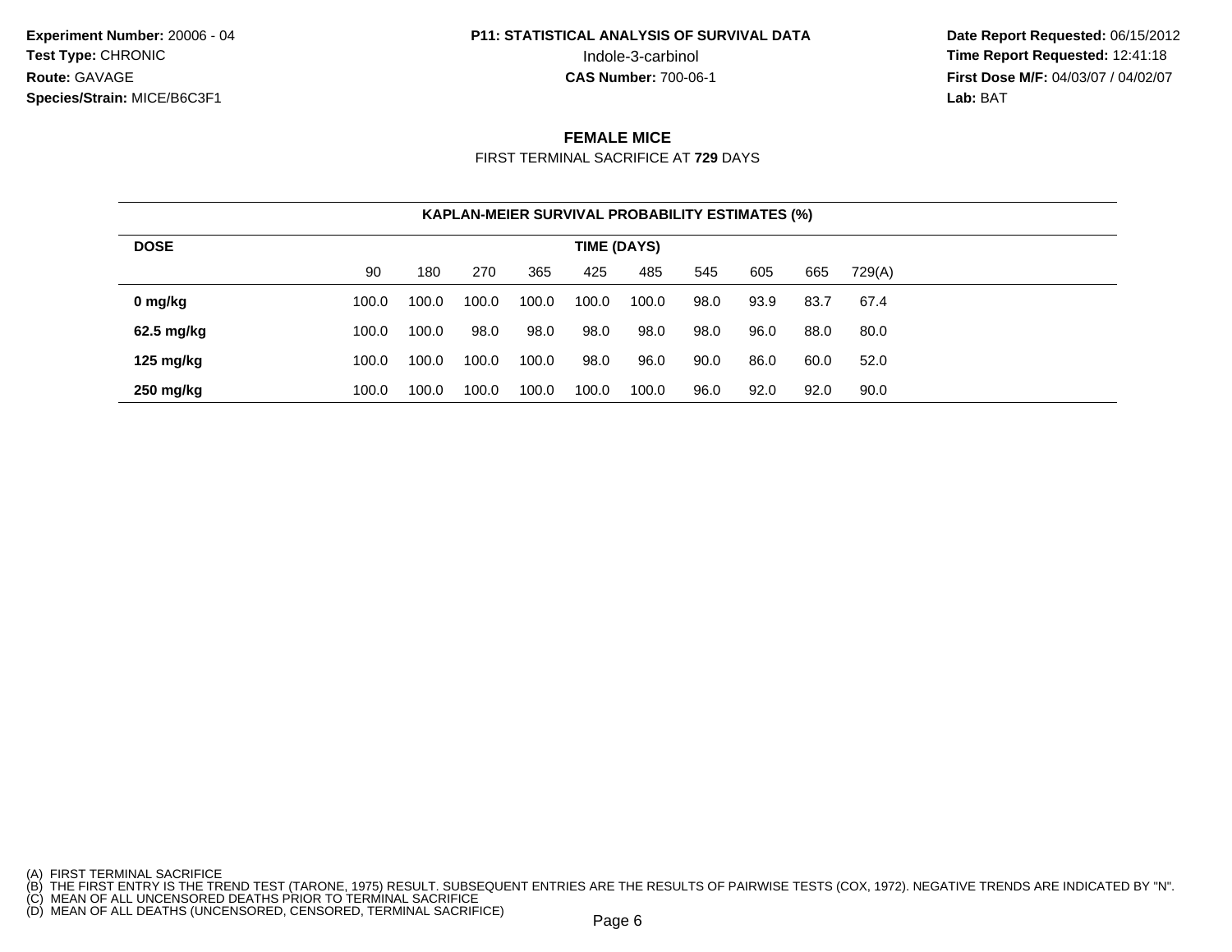**Experiment Number:** 20006 - 04
**Test Type:** CHRONIC
**Route:** GAVAGE
**Species/Strain:** MICE/B6C3F1

**P11: STATISTICAL ANALYSIS OF SURVIVAL DATA**
Indole-3-carbinol
**CAS Number:** 700-06-1

**Date Report Requested:** 06/15/2012
**Time Report Requested:** 12:41:18
**First Dose M/F:** 04/03/07 / 04/02/07
**Lab:** BAT

## FEMALE MICE

FIRST TERMINAL SACRIFICE AT **729** DAYS

| KAPLAN-MEIER SURVIVAL PROBABILITY ESTIMATES (%) | | | | | | | | | | |
|---|---|---|---|---|---|---|---|---|---|---|
| **DOSE** | **TIME (DAYS)** | | | | | | | | | |
| | 90 | 180 | 270 | 365 | 425 | 485 | 545 | 605 | 665 | 729(A) |
| **0 mg/kg** | 100.0 | 100.0 | 100.0 | 100.0 | 100.0 | 100.0 | 98.0 | 93.9 | 83.7 | 67.4 |
| **62.5 mg/kg** | 100.0 | 100.0 | 98.0 | 98.0 | 98.0 | 98.0 | 98.0 | 96.0 | 88.0 | 80.0 |
| **125 mg/kg** | 100.0 | 100.0 | 100.0 | 100.0 | 98.0 | 96.0 | 90.0 | 86.0 | 60.0 | 52.0 |
| **250 mg/kg** | 100.0 | 100.0 | 100.0 | 100.0 | 100.0 | 100.0 | 96.0 | 92.0 | 92.0 | 90.0 |

(A) FIRST TERMINAL SACRIFICE
(B) THE FIRST ENTRY IS THE TREND TEST (TARONE, 1975) RESULT. SUBSEQUENT ENTRIES ARE THE RESULTS OF PAIRWISE TESTS (COX, 1972). NEGATIVE TRENDS ARE INDICATED BY "N".
(C) MEAN OF ALL UNCENSORED DEATHS PRIOR TO TERMINAL SACRIFICE
(D) MEAN OF ALL DEATHS (UNCENSORED, CENSORED, TERMINAL SACRIFICE)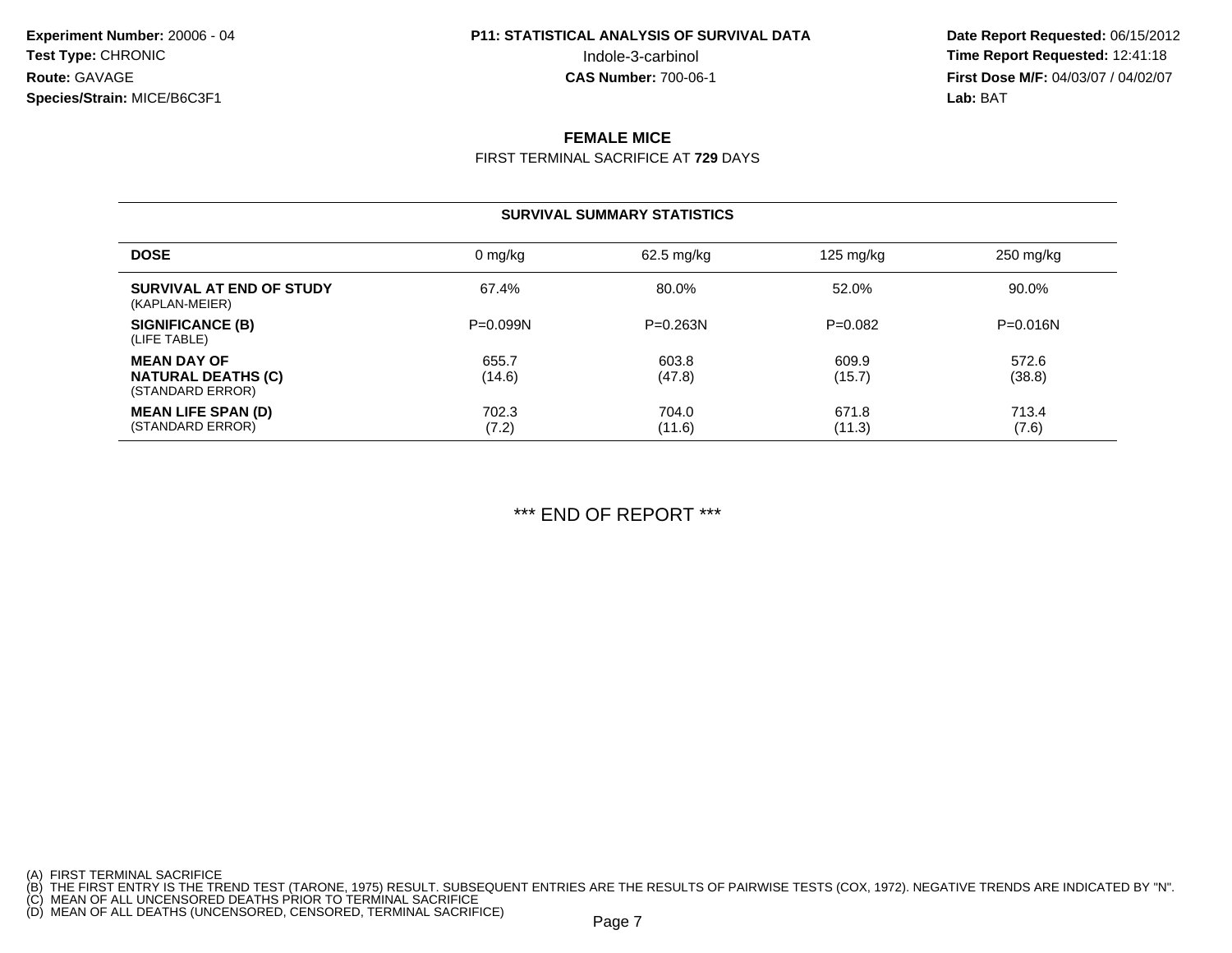**Experiment Number:** 20006 - 04
**Test Type:** CHRONIC
**Route:** GAVAGE
**Species/Strain:** MICE/B6C3F1

**P11: STATISTICAL ANALYSIS OF SURVIVAL DATA**
Indole-3-carbinol
**CAS Number:** 700-06-1

**Date Report Requested:** 06/15/2012
**Time Report Requested:** 12:41:18
**First Dose M/F:** 04/03/07 / 04/02/07
**Lab:** BAT

## FEMALE MICE

FIRST TERMINAL SACRIFICE AT **729** DAYS

### SURVIVAL SUMMARY STATISTICS

| DOSE | 0 mg/kg | 62.5 mg/kg | 125 mg/kg | 250 mg/kg |
|---|---|---|---|---|
| **SURVIVAL AT END OF STUDY** (KAPLAN-MEIER) | 67.4% | 80.0% | 52.0% | 90.0% |
| **SIGNIFICANCE (B)** (LIFE TABLE) | P=0.099N | P=0.263N | P=0.082 | P=0.016N |
| **MEAN DAY OF NATURAL DEATHS (C)** (STANDARD ERROR) | 655.7 (14.6) | 603.8 (47.8) | 609.9 (15.7) | 572.6 (38.8) |
| **MEAN LIFE SPAN (D)** (STANDARD ERROR) | 702.3 (7.2) | 704.0 (11.6) | 671.8 (11.3) | 713.4 (7.6) |

\*\*\* END OF REPORT \*\*\*

(A) FIRST TERMINAL SACRIFICE
(B) THE FIRST ENTRY IS THE TREND TEST (TARONE, 1975) RESULT. SUBSEQUENT ENTRIES ARE THE RESULTS OF PAIRWISE TESTS (COX, 1972). NEGATIVE TRENDS ARE INDICATED BY "N".
(C) MEAN OF ALL UNCENSORED DEATHS PRIOR TO TERMINAL SACRIFICE
(D) MEAN OF ALL DEATHS (UNCENSORED, CENSORED, TERMINAL SACRIFICE)